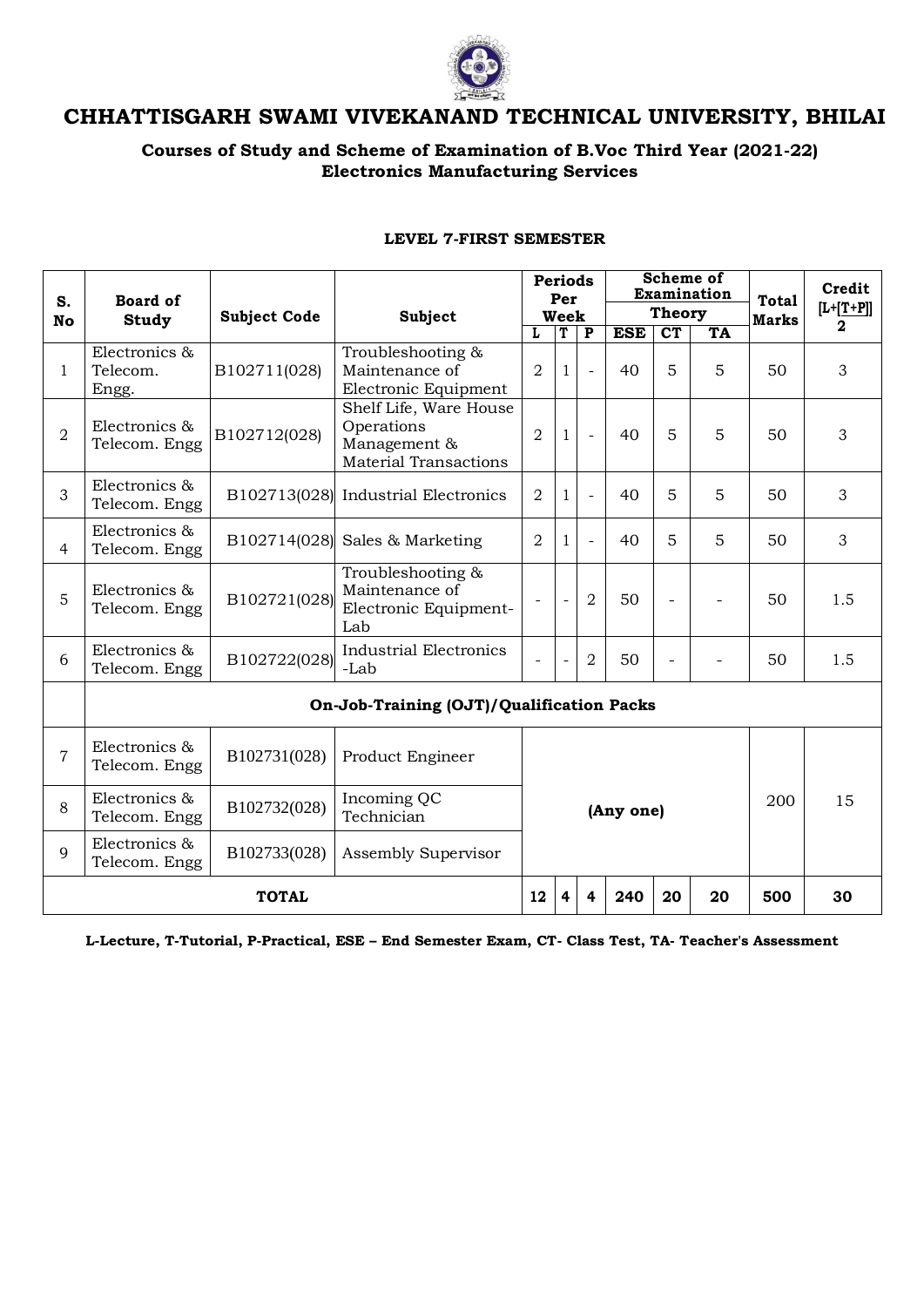# CHHATTISGARH SWAMI VIVEKANAND TECHNICAL UNIVERSITY, BHILAI

## Courses of Study and Scheme of Examination of B.Voc Third Year (2021-22)
## Electronics Manufacturing Services

### LEVEL 7-FIRST SEMESTER

| S. No | Board of Study | Subject Code | Subject | Periods Per Week | | | Scheme of Examination | | | Total Marks | Credit [L+[T+P]] 2 |
|---|---|---|---|---|---|---|---|---|---|---|---|
| | | | | | | | Theory | | | | |
| | | | | L | T | P | ESE | CT | TA | | |
| 1 | Electronics & Telecom. Engg. | B102711(028) | Troubleshooting & Maintenance of Electronic Equipment | 2 | 1 | - | 40 | 5 | 5 | 50 | 3 |
| 2 | Electronics & Telecom. Engg | B102712(028) | Shelf Life, Ware House Operations Management & Material Transactions | 2 | 1 | - | 40 | 5 | 5 | 50 | 3 |
| 3 | Electronics & Telecom. Engg | B102713(028) | Industrial Electronics | 2 | 1 | - | 40 | 5 | 5 | 50 | 3 |
| 4 | Electronics & Telecom. Engg | B102714(028) | Sales & Marketing | 2 | 1 | - | 40 | 5 | 5 | 50 | 3 |
| 5 | Electronics & Telecom. Engg | B102721(028) | Troubleshooting & Maintenance of Electronic Equipment-Lab | - | - | 2 | 50 | - | - | 50 | 1.5 |
| 6 | Electronics & Telecom. Engg | B102722(028) | Industrial Electronics -Lab | - | - | 2 | 50 | - | - | 50 | 1.5 |
| | **On-Job-Training (OJT)/Qualification Packs** | | | | | | | | | | |
| 7 | Electronics & Telecom. Engg | B102731(028) | Product Engineer | (Any one) | | | | | | 200 | 15 |
| 8 | Electronics & Telecom. Engg | B102732(028) | Incoming QC Technician | | | | | | | | |
| 9 | Electronics & Telecom. Engg | B102733(028) | Assembly Supervisor | | | | | | | | |
| **TOTAL** | | | | **12** | **4** | **4** | **240** | **20** | **20** | **500** | **30** |

**L-Lecture, T-Tutorial, P-Practical, ESE – End Semester Exam, CT- Class Test, TA- Teacher's Assessment**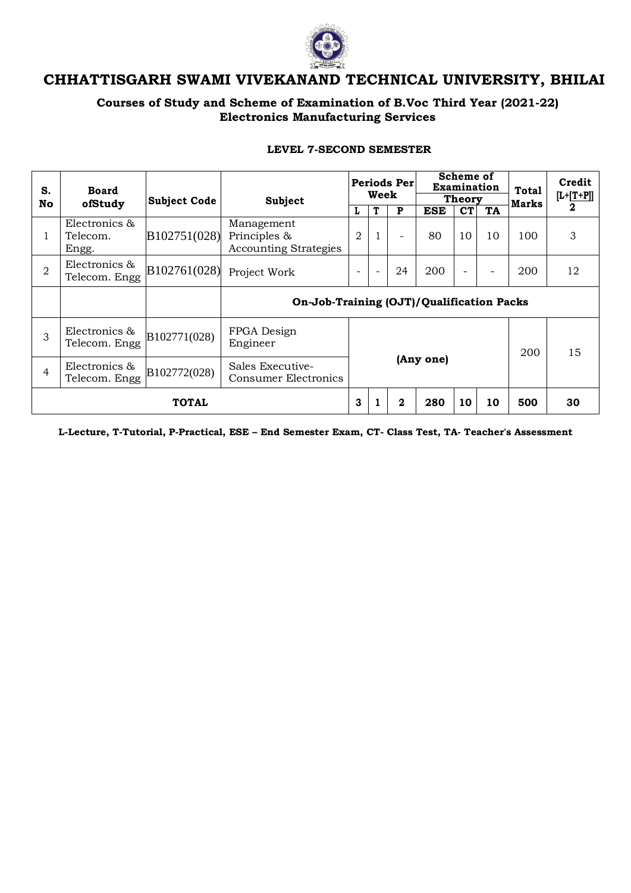# CHHATTISGARH SWAMI VIVEKANAND TECHNICAL UNIVERSITY, BHILAI

## Courses of Study and Scheme of Examination of B.Voc Third Year (2021-22)
## Electronics Manufacturing Services

### LEVEL 7-SECOND SEMESTER

| S. No | Board ofStudy | Subject Code | Subject | Periods Per Week | | | Scheme of Examination Theory | | | Total Marks | Credit [L+[T+P]] 2 |
|---|---|---|---|---|---|---|---|---|---|---|---|
| | | | | L | T | P | ESE | CT | TA | | |
| 1 | Electronics & Telecom. Engg. | B102751(028) | Management Principles & Accounting Strategies | 2 | 1 | - | 80 | 10 | 10 | 100 | 3 |
| 2 | Electronics & Telecom. Engg | B102761(028) | Project Work | - | - | 24 | 200 | - | - | 200 | 12 |
| | | | **On-Job-Training (OJT)/Qualification Packs** | | | | | | | | |
| 3 | Electronics & Telecom. Engg | B102771(028) | FPGA Design Engineer | (Any one) | | | | | | 200 | 15 |
| 4 | Electronics & Telecom. Engg | B102772(028) | Sales Executive-Consumer Electronics | | | | | | | | |
| **TOTAL** | | | | **3** | **1** | **2** | **280** | **10** | **10** | **500** | **30** |

**L-Lecture, T-Tutorial, P-Practical, ESE – End Semester Exam, CT- Class Test, TA- Teacher's Assessment**